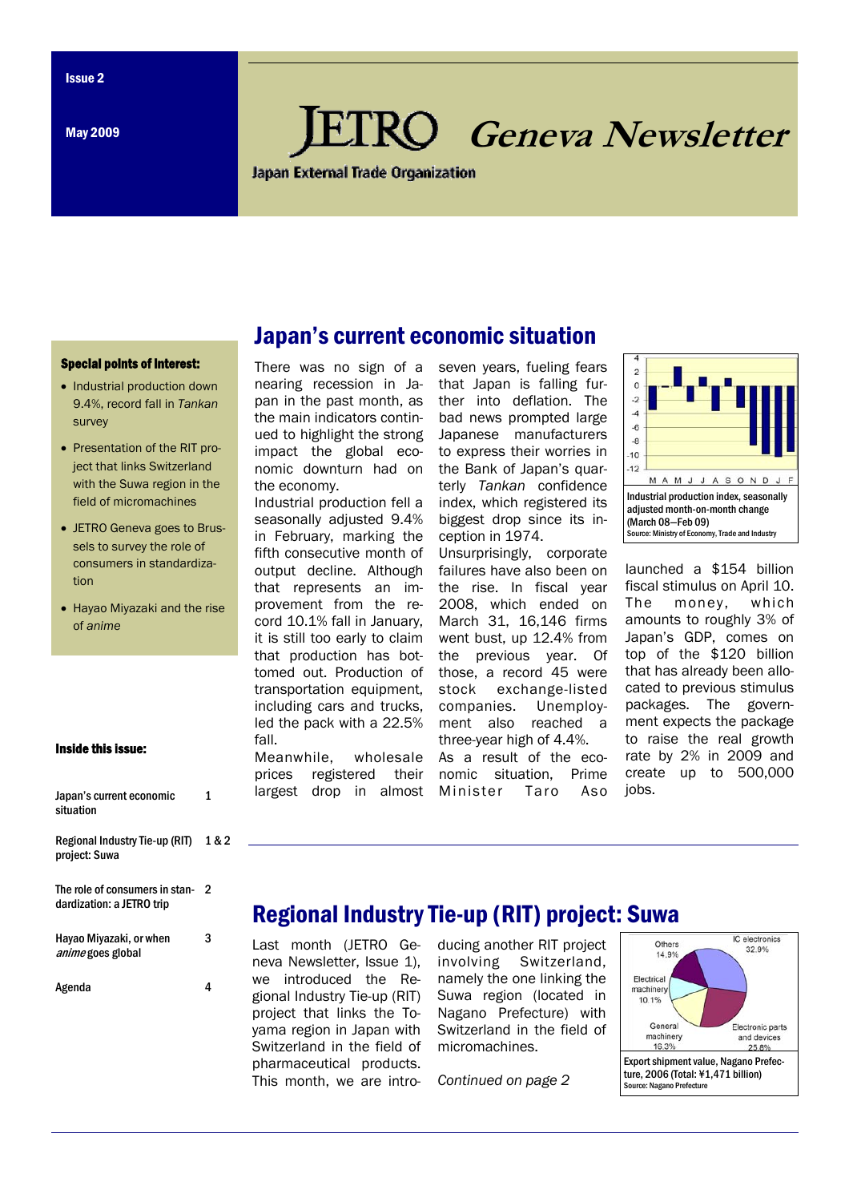Issue 2

May 2009

# JETRO Geneva Newsletter

Japan External Trade Organization

**Special points of interest:**

- Industrial production down 9.4%, record fall in *Tankan* survey
- Presentation of the RIT project that links Switzerland with the Suwa region in the field of micromachines
- JETRO Geneva goes to Brussels to survey the role of consumers in standardization
- Hayao Miyazaki and the rise of *anime*

**Inside this issue:**

| | |
|---|---|
| Japan's current economic situation | 1 |
| Regional Industry Tie-up (RIT) project: Suwa | 1 & 2 |
| The role of consumers in standardization: a JETRO trip | 2 |
| Hayao Miyazaki, or when *anime* goes global | 3 |
| Agenda | 4 |

## Japan's current economic situation

There was no sign of a nearing recession in Japan in the past month, as the main indicators continued to highlight the strong impact the global economic downturn had on the economy.

Industrial production fell a seasonally adjusted 9.4% in February, marking the fifth consecutive month of output decline. Although that represents an improvement from the record 10.1% fall in January, it is still too early to claim that production has bottomed out. Production of transportation equipment, including cars and trucks, led the pack with a 22.5% fall.

Meanwhile, wholesale prices registered their largest drop in almost seven years, fueling fears that Japan is falling further into deflation. The bad news prompted large Japanese manufacturers to express their worries in the Bank of Japan's quarterly *Tankan* confidence index, which registered its biggest drop since its inception in 1974.

Unsurprisingly, corporate failures have also been on the rise. In fiscal year 2008, which ended on March 31, 16,146 firms went bust, up 12.4% from the previous year. Of those, a record 45 were stock exchange-listed companies. Unemployment also reached a three-year high of 4.4%.

As a result of the economic situation, Prime Minister Taro Aso launched a $154 billion fiscal stimulus on April 10. The money, which amounts to roughly 3% of Japan's GDP, comes on top of the $120 billion that has already been allocated to previous stimulus packages. The government expects the package to raise the real growth rate by 2% in 2009 and create up to 500,000 jobs.

Industrial production index, seasonally adjusted month-on-month change (March 08—Feb 09)
Source: Ministry of Economy, Trade and Industry

## Regional Industry Tie-up (RIT) project: Suwa

Last month (JETRO Geneva Newsletter, Issue 1), we introduced the Regional Industry Tie-up (RIT) project that links the Toyama region in Japan with Switzerland in the field of pharmaceutical products. This month, we are introducing another RIT project involving Switzerland, namely the one linking the Suwa region (located in Nagano Prefecture) with Switzerland in the field of micromachines.

*Continued on page 2*

Export shipment value, Nagano Prefecture, 2006 (Total: ¥1,471 billion)
Source: Nagano Prefecture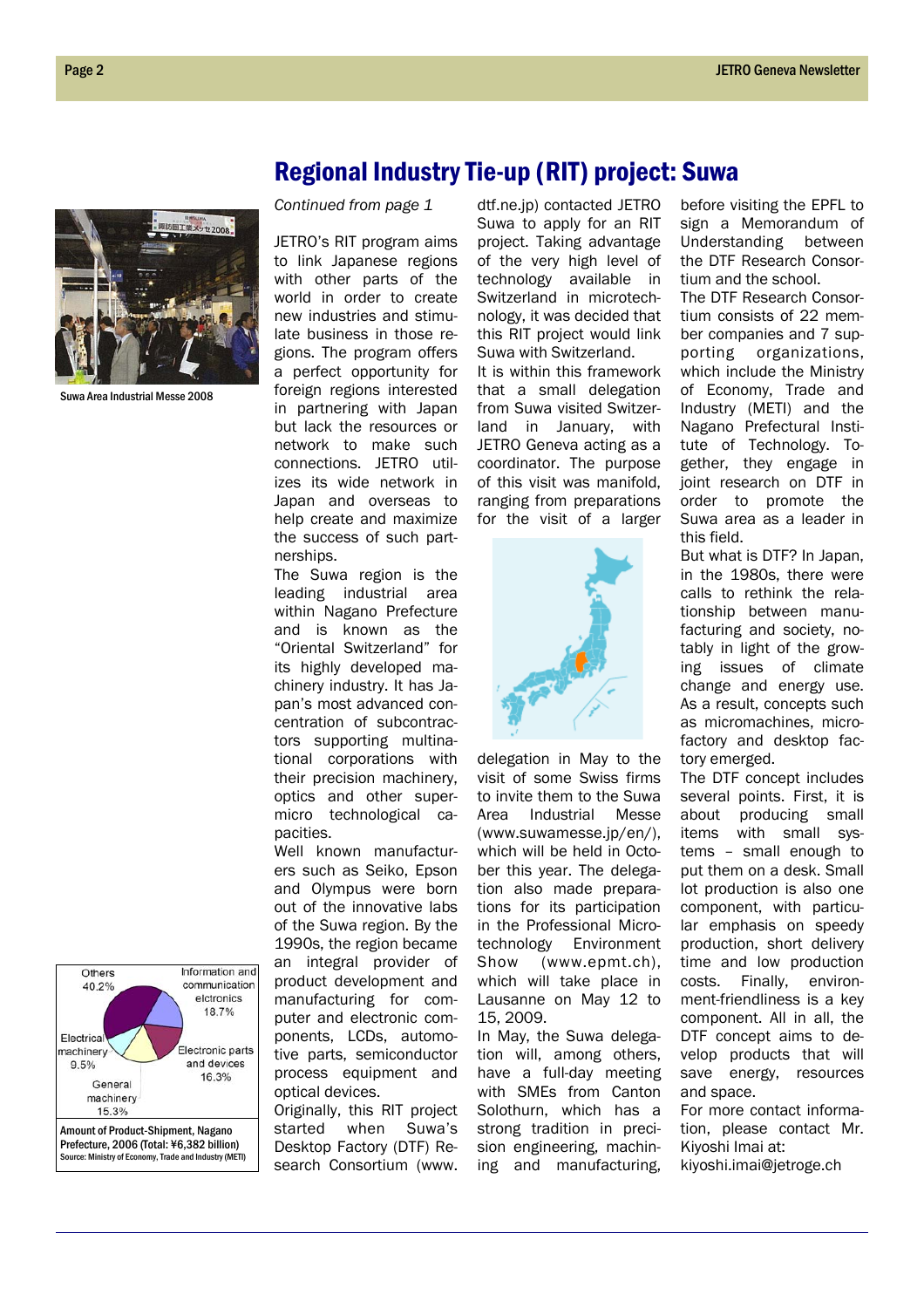# Regional Industry Tie-up (RIT) project: Suwa

Suwa Area Industrial Messe 2008

*Continued from page 1*

JETRO's RIT program aims to link Japanese regions with other parts of the world in order to create new industries and stimulate business in those regions. The program offers a perfect opportunity for foreign regions interested in partnering with Japan but lack the resources or network to make such connections. JETRO utilizes its wide network in Japan and overseas to help create and maximize the success of such partnerships.

The Suwa region is the leading industrial area within Nagano Prefecture and is known as the "Oriental Switzerland" for its highly developed machinery industry. It has Japan's most advanced concentration of subcontractors supporting multinational corporations with their precision machinery, optics and other super-micro technological capacities.

Well known manufacturers such as Seiko, Epson and Olympus were born out of the innovative labs of the Suwa region. By the 1990s, the region became an integral provider of product development and manufacturing for computer and electronic components, LCDs, automotive parts, semiconductor process equipment and optical devices.

Originally, this RIT project started when Suwa's Desktop Factory (DTF) Research Consortium (www.dtf.ne.jp) contacted JETRO Suwa to apply for an RIT project. Taking advantage of the very high level of technology available in Switzerland in microtechnology, it was decided that this RIT project would link Suwa with Switzerland.

It is within this framework that a small delegation from Suwa visited Switzerland in January, with JETRO Geneva acting as a coordinator. The purpose of this visit was manifold, ranging from preparations for the visit of a larger delegation in May to the visit of some Swiss firms to invite them to the Suwa Area Industrial Messe (www.suwamesse.jp/en/), which will be held in October this year. The delegation also made preparations for its participation in the Professional Microtechnology Environment Show (www.epmt.ch), which will take place in Lausanne on May 12 to 15, 2009.

In May, the Suwa delegation will, among others, have a full-day meeting with SMEs from Canton Solothurn, which has a strong tradition in precision engineering, machining and manufacturing, before visiting the EPFL to sign a Memorandum of Understanding between the DTF Research Consortium and the school.

The DTF Research Consortium consists of 22 member companies and 7 supporting organizations, which include the Ministry of Economy, Trade and Industry (METI) and the Nagano Prefectural Institute of Technology. Together, they engage in joint research on DTF in order to promote the Suwa area as a leader in this field.

But what is DTF? In Japan, in the 1980s, there were calls to rethink the relationship between manufacturing and society, notably in light of the growing issues of climate change and energy use. As a result, concepts such as micromachines, microfactory and desktop factory emerged.

The DTF concept includes several points. First, it is about producing small items with small systems – small enough to put them on a desk. Small lot production is also one component, with particular emphasis on speedy production, short delivery time and low production costs. Finally, environment-friendliness is a key component. All in all, the DTF concept aims to develop products that will save energy, resources and space.

For more contact information, please contact Mr. Kiyoshi Imai at: kiyoshi.imai@jetroge.ch

| Category | Share |
|---|---|
| Others | 40.2% |
| Information and communication elctronics | 18.7% |
| Electronic parts and devices | 16.3% |
| General machinery | 15.3% |
| Electrical machinery | 9.5% |

Amount of Product-Shipment, Nagano Prefecture, 2006 (Total: ¥6,382 billion)
Source: Ministry of Economy, Trade and Industry (METI)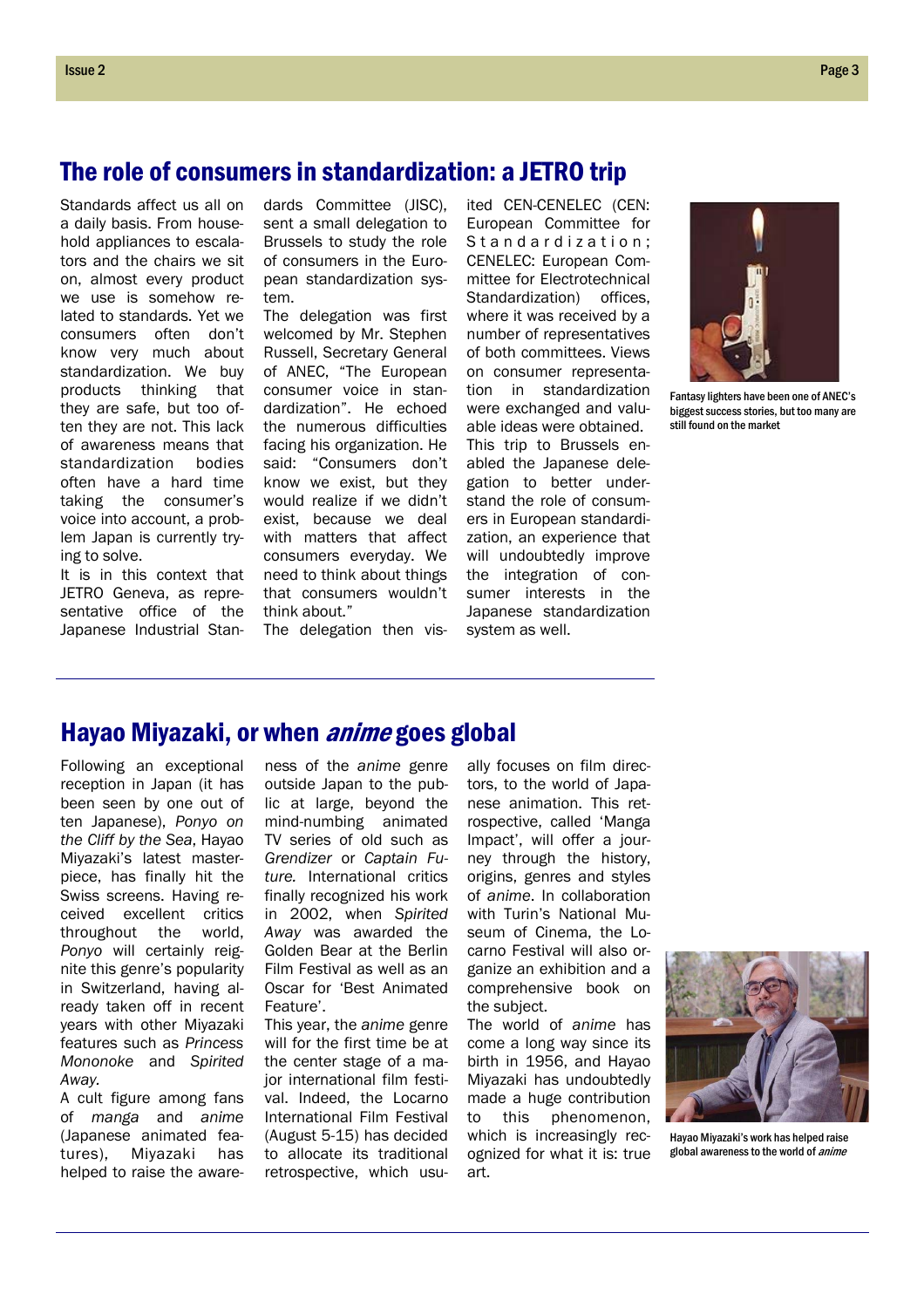## The role of consumers in standardization: a JETRO trip

Standards affect us all on a daily basis. From household appliances to escalators and the chairs we sit on, almost every product we use is somehow related to standards. Yet we consumers often don't know very much about standardization. We buy products thinking that they are safe, but too often they are not. This lack of awareness means that standardization bodies often have a hard time taking the consumer's voice into account, a problem Japan is currently trying to solve.

It is in this context that JETRO Geneva, as representative office of the Japanese Industrial Standards Committee (JISC), sent a small delegation to Brussels to study the role of consumers in the European standardization system.

The delegation was first welcomed by Mr. Stephen Russell, Secretary General of ANEC, "The European consumer voice in standardization". He echoed the numerous difficulties facing his organization. He said: "Consumers don't know we exist, but they would realize if we didn't exist, because we deal with matters that affect consumers everyday. We need to think about things that consumers wouldn't think about."

The delegation then visited CEN-CENELEC (CEN: European Committee for Standardization; CENELEC: European Committee for Electrotechnical Standardization) offices, where it was received by a number of representatives of both committees. Views on consumer representation in standardization were exchanged and valuable ideas were obtained.

This trip to Brussels enabled the Japanese delegation to better understand the role of consumers in European standardization, an experience that will undoubtedly improve the integration of consumer interests in the Japanese standardization system as well.

Fantasy lighters have been one of ANEC's biggest success stories, but too many are still found on the market

## Hayao Miyazaki, or when *anime* goes global

Following an exceptional reception in Japan (it has been seen by one out of ten Japanese), *Ponyo on the Cliff by the Sea*, Hayao Miyazaki's latest masterpiece, has finally hit the Swiss screens. Having received excellent critics throughout the world, *Ponyo* will certainly reignite this genre's popularity in Switzerland, having already taken off in recent years with other Miyazaki features such as *Princess Mononoke* and *Spirited Away.*

A cult figure among fans of *manga* and *anime* (Japanese animated features), Miyazaki has helped to raise the awareness of the *anime* genre outside Japan to the public at large, beyond the mind-numbing animated TV series of old such as *Grendizer* or *Captain Future.* International critics finally recognized his work in 2002, when *Spirited Away* was awarded the Golden Bear at the Berlin Film Festival as well as an Oscar for 'Best Animated Feature'.

This year, the *anime* genre will for the first time be at the center stage of a major international film festival. Indeed, the Locarno International Film Festival (August 5-15) has decided to allocate its traditional retrospective, which usually focuses on film directors, to the world of Japanese animation. This retrospective, called 'Manga Impact', will offer a journey through the history, origins, genres and styles of *anime*. In collaboration with Turin's National Museum of Cinema, the Locarno Festival will also organize an exhibition and a comprehensive book on the subject.

The world of *anime* has come a long way since its birth in 1956, and Hayao Miyazaki has undoubtedly made a huge contribution to this phenomenon, which is increasingly recognized for what it is: true art.

Hayao Miyazaki's work has helped raise global awareness to the world of *anime*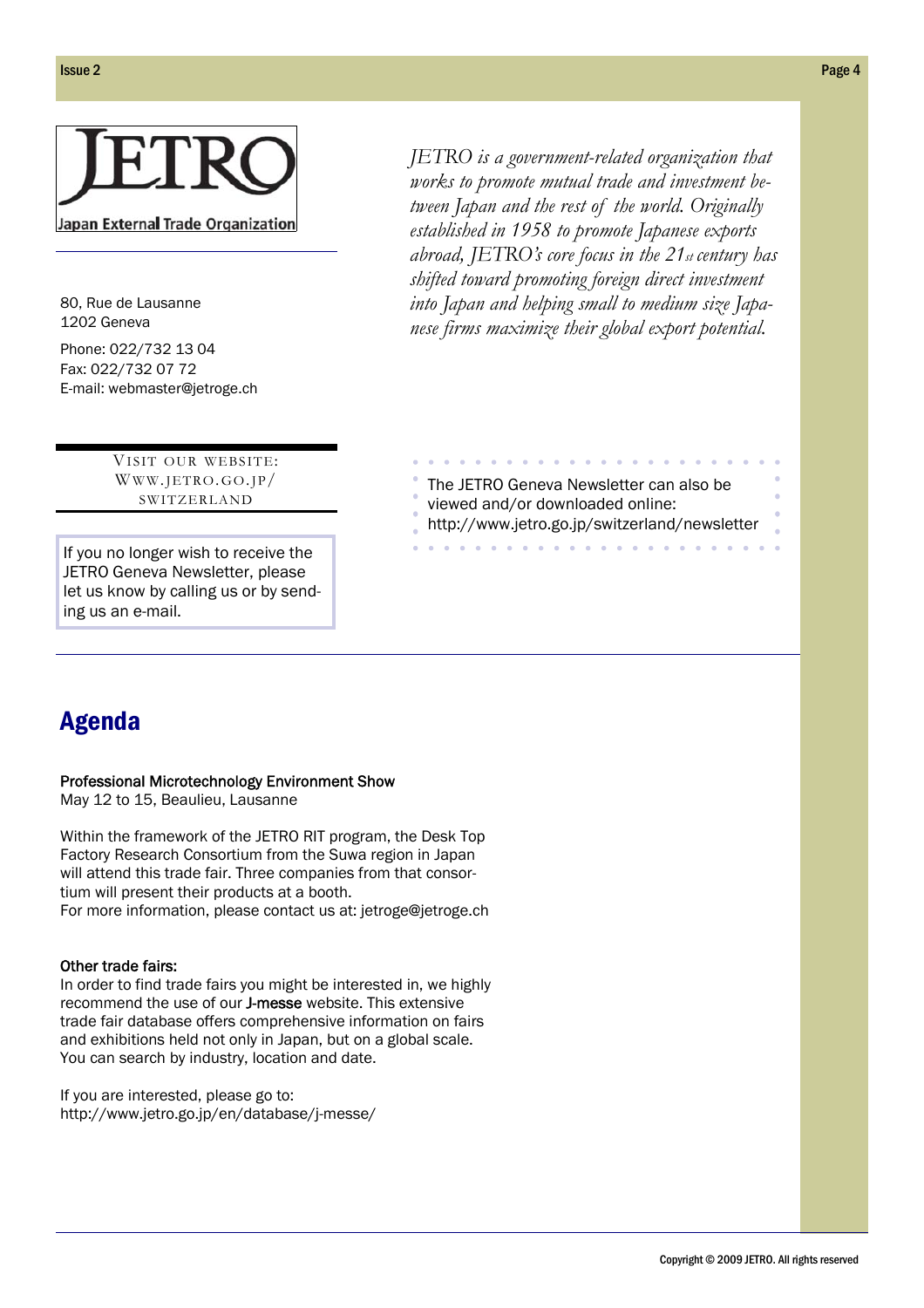JETRO

Japan External Trade Organization

80, Rue de Lausanne
1202 Geneva

Phone: 022/732 13 04
Fax: 022/732 07 72
E-mail: webmaster@jetroge.ch

VISIT OUR WEBSITE:
WWW.JETRO.GO.JP/
SWITZERLAND

If you no longer wish to receive the JETRO Geneva Newsletter, please let us know by calling us or by sending us an e-mail.

*JETRO is a government-related organization that works to promote mutual trade and investment between Japan and the rest of the world. Originally established in 1958 to promote Japanese exports abroad, JETRO's core focus in the 21st century has shifted toward promoting foreign direct investment into Japan and helping small to medium size Japanese firms maximize their global export potential.*

The JETRO Geneva Newsletter can also be viewed and/or downloaded online:
http://www.jetro.go.jp/switzerland/newsletter

# Agenda

**Professional Microtechnology Environment Show**
May 12 to 15, Beaulieu, Lausanne

Within the framework of the JETRO RIT program, the Desk Top Factory Research Consortium from the Suwa region in Japan will attend this trade fair. Three companies from that consortium will present their products at a booth.
For more information, please contact us at: jetroge@jetroge.ch

**Other trade fairs:**
In order to find trade fairs you might be interested in, we highly recommend the use of our **J-messe** website. This extensive trade fair database offers comprehensive information on fairs and exhibitions held not only in Japan, but on a global scale. You can search by industry, location and date.

If you are interested, please go to:
http://www.jetro.go.jp/en/database/j-messe/

Copyright © 2009 JETRO. All rights reserved